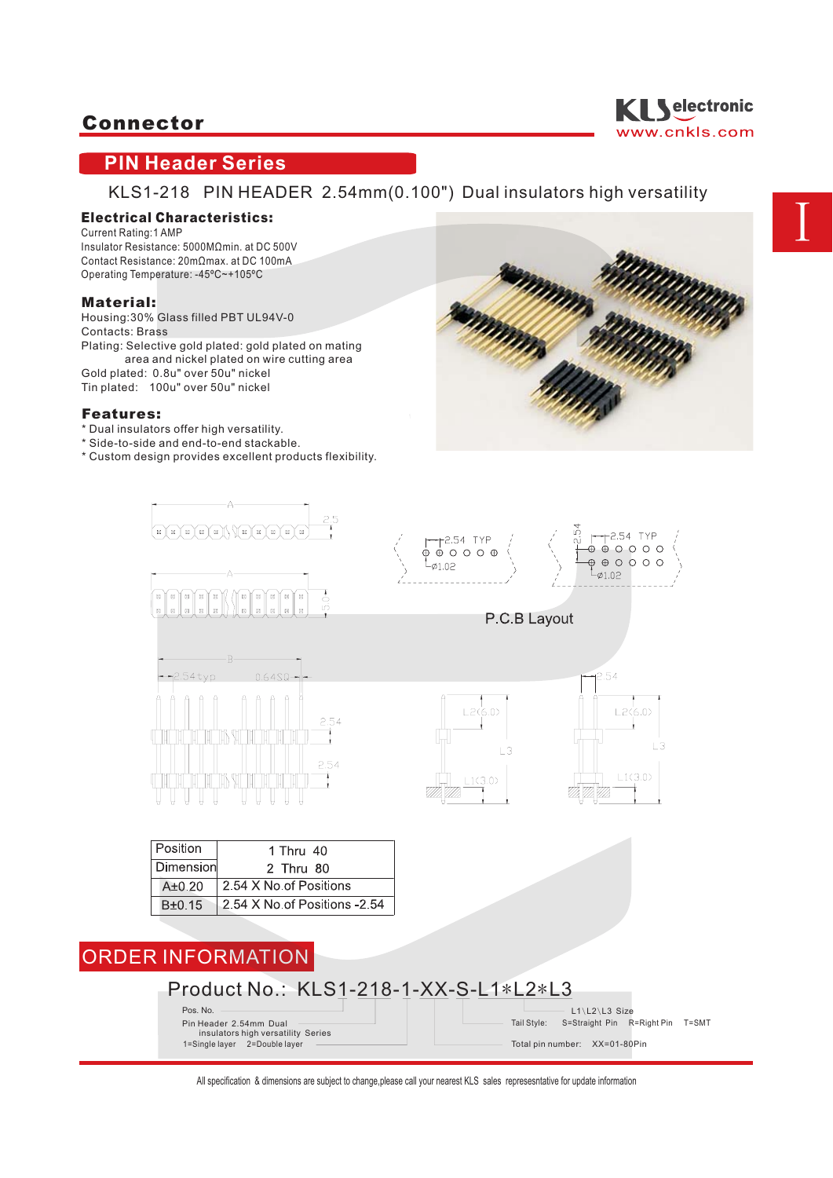# Connector

**KLS electronic**
www.cnkls.com

## PIN Header Series

KLS1-218 PIN HEADER 2.54mm(0.100") Dual insulators high versatility

### Electrical Characteristics:

Current Rating:1 AMP
Insulator Resistance: 5000MΩmin. at DC 500V
Contact Resistance: 20mΩmax. at DC 100mA
Operating Temperature: -45ºC~+105ºC

### Material:

Housing:30% Glass filled PBT UL94V-0
Contacts: Brass
Plating: Selective gold plated: gold plated on mating area and nickel plated on wire cutting area
Gold plated: 0.8u" over 50u" nickel
Tin plated: 100u" over 50u" nickel

### Features:

* Dual insulators offer high versatility.
* Side-to-side and end-to-end stackable.
* Custom design provides excellent products flexibility.

P.C.B Layout

| Position / Dimension | 1 Thru 40 / 2 Thru 80 |
|---|---|
| A±0.20 | 2.54 X No.of Positions |
| B±0.15 | 2.54 X No.of Positions -2.54 |

## ORDER INFORMATION

Product No.: KLS1-218-1-XX-S-L1∗L2∗L3

- Pos. No.
- Pin Header 2.54mm Dual insulators high versatility Series
- 1=Single layer 2=Double layer
- L1\L2\L3 Size
- Tail Style: S=Straight Pin R=Right Pin T=SMT
- Total pin number: XX=01-80Pin

All specification & dimensions are subject to change,please call your nearest KLS sales represesntative for update information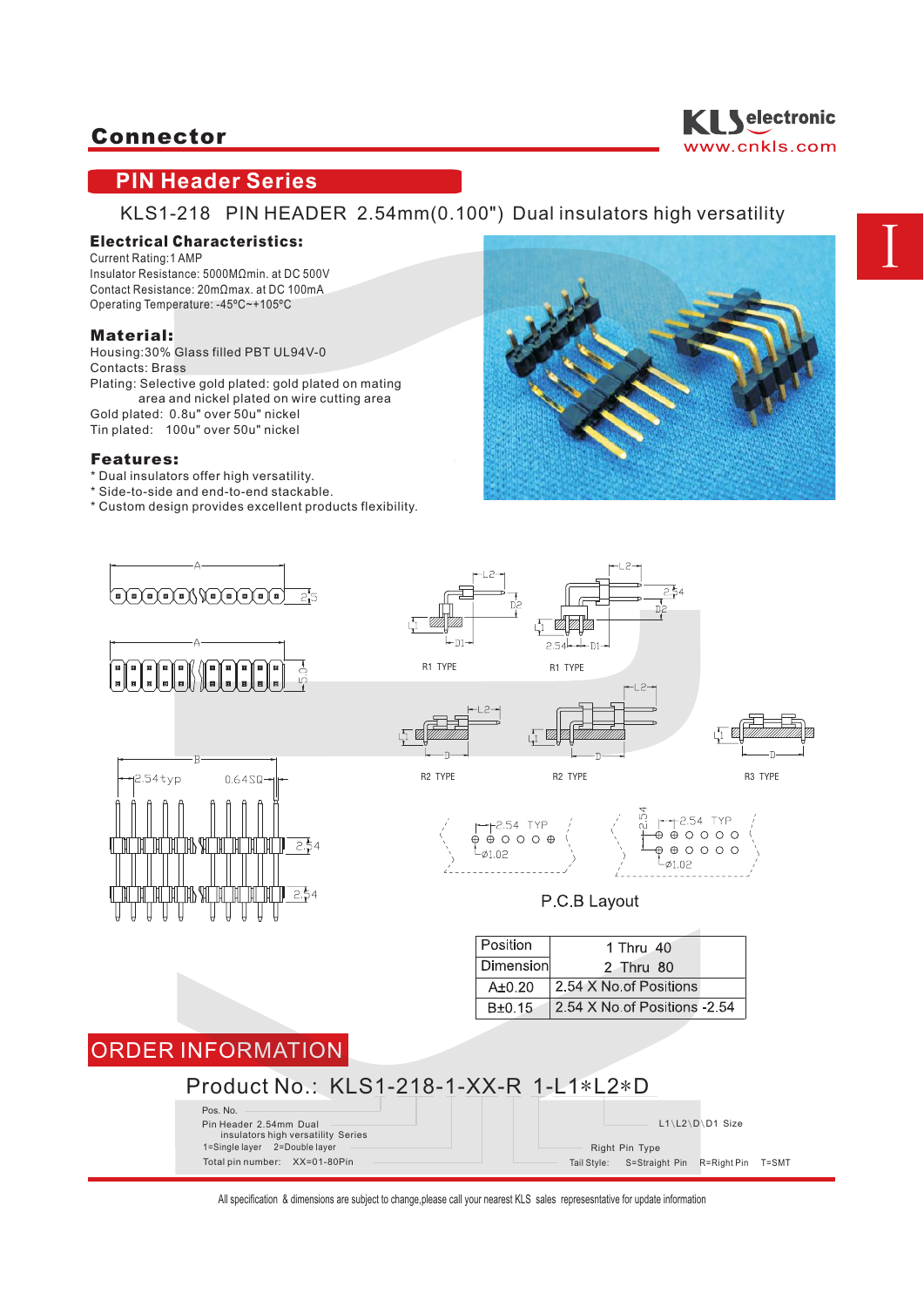# Connector

## PIN Header Series

KLS1-218 PIN HEADER 2.54mm(0.100") Dual insulators high versatility

### Electrical Characteristics:

Current Rating:1 AMP
Insulator Resistance: 5000MΩmin. at DC 500V
Contact Resistance: 20mΩmax. at DC 100mA
Operating Temperature: -45ºC~+105ºC

### Material:

Housing:30% Glass filled PBT UL94V-0
Contacts: Brass
Plating: Selective gold plated: gold plated on mating area and nickel plated on wire cutting area
Gold plated: 0.8u" over 50u" nickel
Tin plated: 100u" over 50u" nickel

### Features:

* Dual insulators offer high versatility.
* Side-to-side and end-to-end stackable.
* Custom design provides excellent products flexibility.

R1 TYPE R1 TYPE

R2 TYPE R2 TYPE R3 TYPE

P.C.B Layout

| Position | 1 Thru 40 |
|---|---|
| Dimension | 2 Thru 80 |
| A±0.20 | 2.54 X No.of Positions |
| B±0.15 | 2.54 X No.of Positions -2.54 |

## ORDER INFORMATION

Product No.: KLS1-218-1-XX-R 1-L1*L2*D

- Pos. No.
- Pin Header 2.54mm Dual insulators high versatility Series
- 1=Single layer 2=Double layer
- Total pin number: XX=01-80Pin
- L1\L2\D\D1 Size
- Right Pin Type
- Tail Style: S=Straight Pin R=Right Pin T=SMT

All specification & dimensions are subject to change,please call your nearest KLS sales represesntative for update information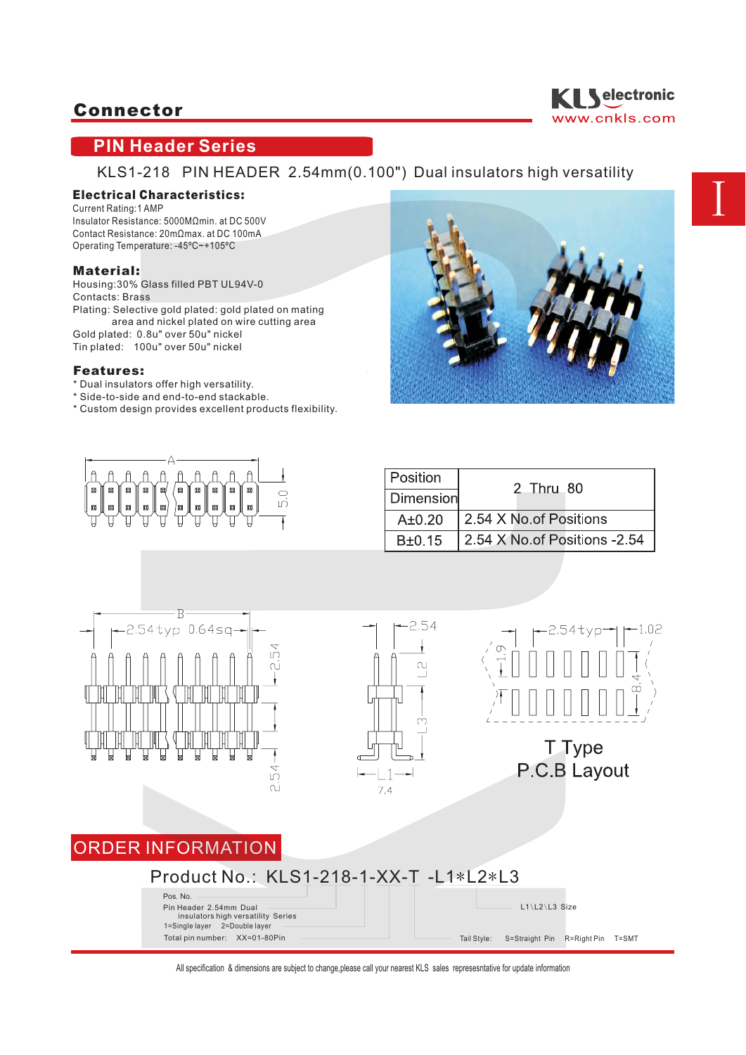# Connector

## PIN Header Series

KLS1-218 PIN HEADER 2.54mm(0.100") Dual insulators high versatility

### Electrical Characteristics:

Current Rating:1 AMP
Insulator Resistance: 5000MΩmin. at DC 500V
Contact Resistance: 20mΩmax. at DC 100mA
Operating Temperature: -45ºC~+105ºC

### Material:

Housing:30% Glass filled PBT UL94V-0
Contacts: Brass
Plating: Selective gold plated: gold plated on mating area and nickel plated on wire cutting area
Gold plated: 0.8u" over 50u" nickel
Tin plated: 100u" over 50u" nickel

### Features:

* Dual insulators offer high versatility.
* Side-to-side and end-to-end stackable.
* Custom design provides excellent products flexibility.

| Position / Dimension | 2 Thru 80 |
|---|---|
| A±0.20 | 2.54 X No.of Positions |
| B±0.15 | 2.54 X No.of Positions -2.54 |

T Type
P.C.B Layout

## ORDER INFORMATION

Product No.: KLS1-218-1-XX-T -L1*L2*L3

- Pos. No.
- Pin Header 2.54mm Dual insulators high versatility Series
- 1=Single layer 2=Double layer
- Total pin number: XX=01-80Pin
- L1\L2\L3 Size
- Tail Style: S=Straight Pin R=Right Pin T=SMT

All specification & dimensions are subject to change,please call your nearest KLS sales represesntative for update information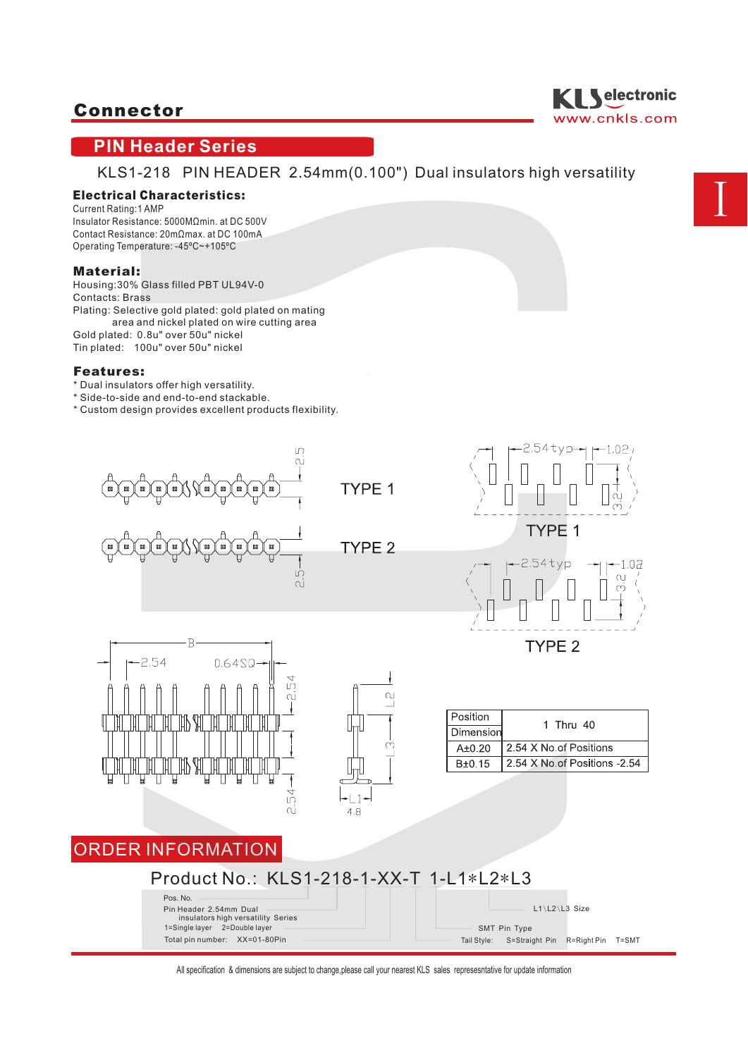# Connector

## PIN Header Series

KLS1-218 PIN HEADER 2.54mm(0.100") Dual insulators high versatility

### Electrical Characteristics:

Current Rating:1 AMP
Insulator Resistance: 5000MΩmin. at DC 500V
Contact Resistance: 20mΩmax. at DC 100mA
Operating Temperature: -45°C~+105°C

### Material:

Housing:30% Glass filled PBT UL94V-0
Contacts: Brass
Plating: Selective gold plated: gold plated on mating
area and nickel plated on wire cutting area
Gold plated: 0.8u" over 50u" nickel
Tin plated: 100u" over 50u" nickel

### Features:

* Dual insulators offer high versatility.
* Side-to-side and end-to-end stackable.
* Custom design provides excellent products flexibility.

2.5
TYPE 1
TYPE 2
2.5

2.54typ 1.02
3.2
TYPE 1
2.54typ 1.02
3.2
TYPE 2

B
2.54 0.64SQ
2.54
2.54
L2
L3
L1
4.8

| Position / Dimension | 1 Thru 40 |
|---|---|
| A±0.20 | 2.54 X No.of Positions |
| B±0.15 | 2.54 X No.of Positions -2.54 |

## ORDER INFORMATION

Product No.: KLS1-218-1-XX-T 1-L1*L2*L3

Pos. No.
Pin Header 2.54mm Dual insulators high versatility Series
1=Single layer 2=Double layer
Total pin number: XX=01-80Pin
L1\L2\L3 Size
SMT Pin Type
Tail Style: S=Straight Pin R=Right Pin T=SMT

All specification & dimensions are subject to change,please call your nearest KLS sales represesntative for update information